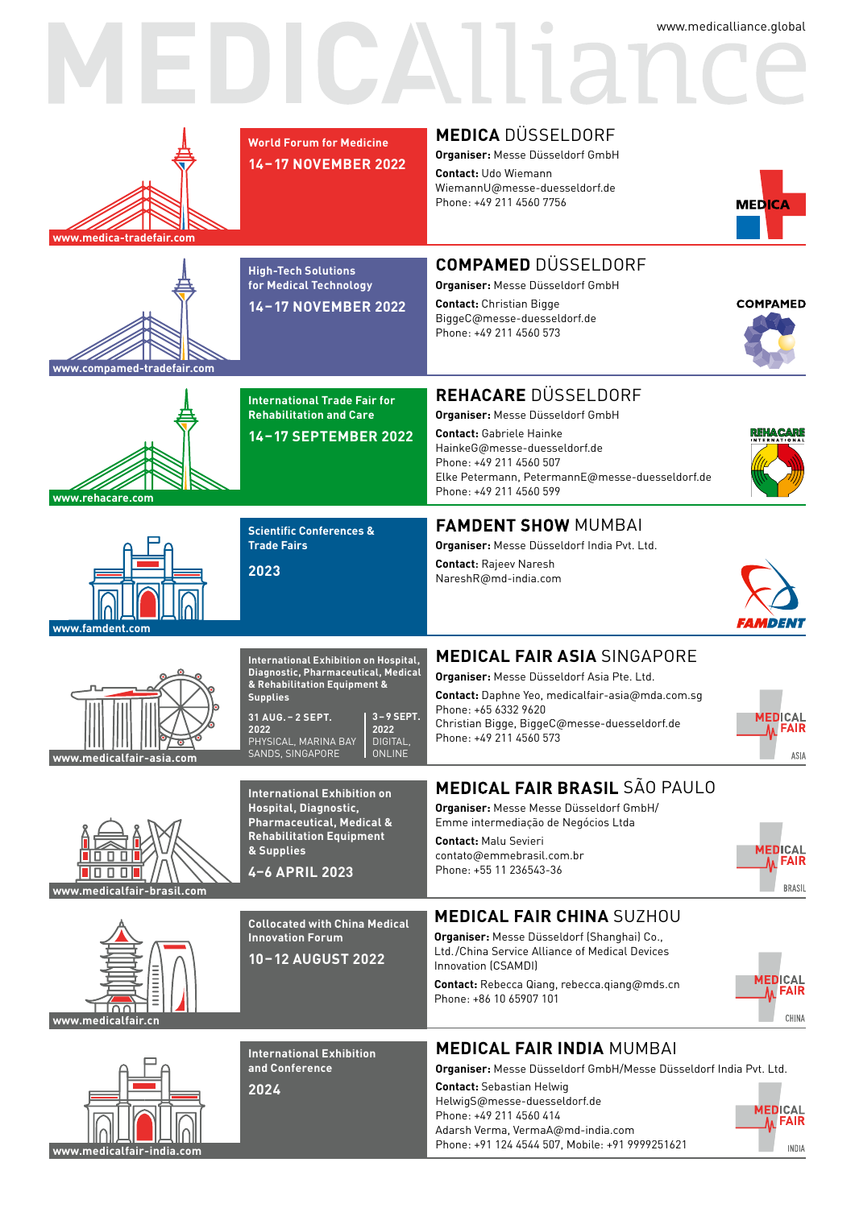www.medicalliance.global

# MEDICAlliance

## MEDICA DÜSSELDORF

World Forum for Medicine

**14–17 NOVEMBER 2022**

www.medica-tradefair.com

**Organiser:** Messe Düsseldorf GmbH

**Contact:** Udo Wiemann
WiemannU@messe-duesseldorf.de
Phone: +49 211 4560 7756

MEDICA

## COMPAMED DÜSSELDORF

High-Tech Solutions for Medical Technology

**14–17 NOVEMBER 2022**

www.compamed-tradefair.com

**Organiser:** Messe Düsseldorf GmbH

**Contact:** Christian Bigge
BiggeC@messe-duesseldorf.de
Phone: +49 211 4560 573

COMPAMED

## REHACARE DÜSSELDORF

International Trade Fair for Rehabilitation and Care

**14–17 SEPTEMBER 2022**

www.rehacare.com

**Organiser:** Messe Düsseldorf GmbH

**Contact:** Gabriele Hainke
HainkeG@messe-duesseldorf.de
Phone: +49 211 4560 507
Elke Petermann, PetermannE@messe-duesseldorf.de
Phone: +49 211 4560 599

REHACARE INTERNATIONAL

## FAMDENT SHOW MUMBAI

Scientific Conferences & Trade Fairs

**2023**

www.famdent.com

**Organiser:** Messe Düsseldorf India Pvt. Ltd.

**Contact:** Rajeev Naresh
NareshR@md-india.com

FAMDENT

## MEDICAL FAIR ASIA SINGAPORE

International Exhibition on Hospital, Diagnostic, Pharmaceutical, Medical & Rehabilitation Equipment & Supplies

**31 AUG. – 2 SEPT. 2022**
PHYSICAL, MARINA BAY SANDS, SINGAPORE

**3–9 SEPT. 2022**
DIGITAL, ONLINE

www.medicalfair-asia.com

**Organiser:** Messe Düsseldorf Asia Pte. Ltd.

**Contact:** Daphne Yeo, medicalfair-asia@mda.com.sg
Phone: +65 6332 9620
Christian Bigge, BiggeC@messe-duesseldorf.de
Phone: +49 211 4560 573

MEDICAL FAIR ASIA

## MEDICAL FAIR BRASIL SÃO PAULO

International Exhibition on Hospital, Diagnostic, Pharmaceutical, Medical & Rehabilitation Equipment & Supplies

**4–6 APRIL 2023**

www.medicalfair-brasil.com

**Organiser:** Messe Messe Düsseldorf GmbH/ Emme intermediação de Negócios Ltda

**Contact:** Malu Sevieri
contato@emmebrasil.com.br
Phone: +55 11 236543-36

MEDICAL FAIR BRASIL

## MEDICAL FAIR CHINA SUZHOU

Collocated with China Medical Innovation Forum

**10–12 AUGUST 2022**

www.medicalfair.cn

**Organiser:** Messe Düsseldorf (Shanghai) Co., Ltd./China Service Alliance of Medical Devices Innovation (CSAMDI)

**Contact:** Rebecca Qiang, rebecca.qiang@mds.cn
Phone: +86 10 65907 101

MEDICAL FAIR CHINA

## MEDICAL FAIR INDIA MUMBAI

International Exhibition and Conference

**2024**

www.medicalfair-india.com

**Organiser:** Messe Düsseldorf GmbH/Messe Düsseldorf India Pvt. Ltd.

**Contact:** Sebastian Helwig
HelwigS@messe-duesseldorf.de
Phone: +49 211 4560 414
Adarsh Verma, VermaA@md-india.com
Phone: +91 124 4544 507, Mobile: +91 9999251621

MEDICAL FAIR INDIA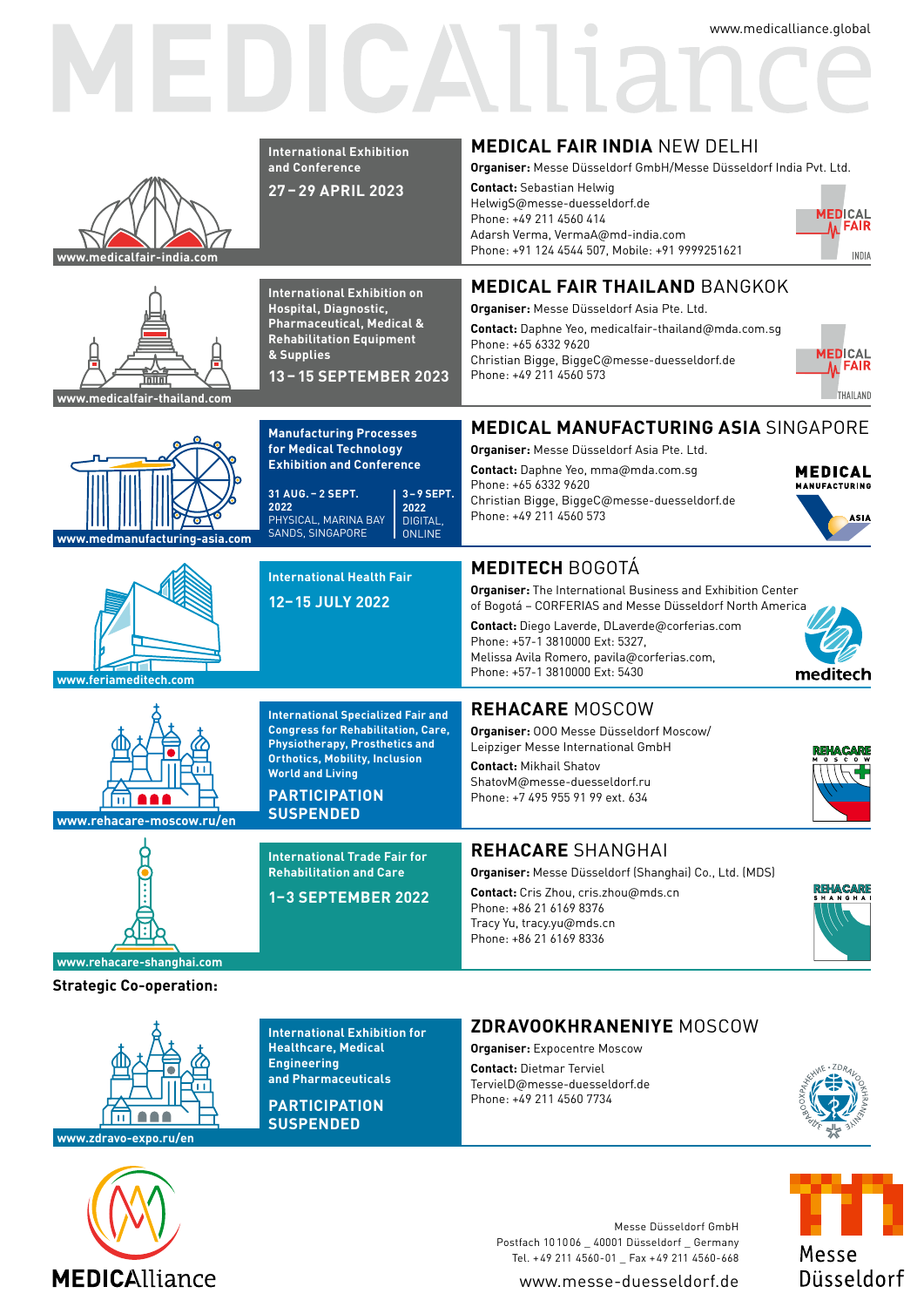www.medicalliance.global

# MEDICAlliance

International Exhibition and Conference

**27 – 29 APRIL 2023**

www.medicalfair-india.com

## MEDICAL FAIR INDIA NEW DELHI

**Organiser:** Messe Düsseldorf GmbH/Messe Düsseldorf India Pvt. Ltd.

**Contact:** Sebastian Helwig
HelwigS@messe-duesseldorf.de
Phone: +49 211 4560 414
Adarsh Verma, VermaA@md-india.com
Phone: +91 124 4544 507, Mobile: +91 9999251621

International Exhibition on Hospital, Diagnostic, Pharmaceutical, Medical & Rehabilitation Equipment & Supplies

**13 – 15 SEPTEMBER 2023**

www.medicalfair-thailand.com

## MEDICAL FAIR THAILAND BANGKOK

**Organiser:** Messe Düsseldorf Asia Pte. Ltd.

**Contact:** Daphne Yeo, medicalfair-thailand@mda.com.sg
Phone: +65 6332 9620
Christian Bigge, BiggeC@messe-duesseldorf.de
Phone: +49 211 4560 573

Manufacturing Processes for Medical Technology Exhibition and Conference

**31 AUG. – 2 SEPT. 2022** PHYSICAL, MARINA BAY SANDS, SINGAPORE | **3 – 9 SEPT. 2022** DIGITAL, ONLINE

www.medmanufacturing-asia.com

## MEDICAL MANUFACTURING ASIA SINGAPORE

**Organiser:** Messe Düsseldorf Asia Pte. Ltd.

**Contact:** Daphne Yeo, mma@mda.com.sg
Phone: +65 6332 9620
Christian Bigge, BiggeC@messe-duesseldorf.de
Phone: +49 211 4560 573

International Health Fair

**12 – 15 JULY 2022**

www.feriameditech.com

## MEDITECH BOGOTÁ

**Organiser:** The International Business and Exhibition Center of Bogotá – CORFERIAS and Messe Düsseldorf North America

**Contact:** Diego Laverde, DLaverde@corferias.com
Phone: +57-1 3810000 Ext: 5327,
Melissa Avila Romero, pavila@corferias.com,
Phone: +57-1 3810000 Ext: 5430

International Specialized Fair and Congress for Rehabilitation, Care, Physiotherapy, Prosthetics and Orthotics, Mobility, Inclusion World and Living

**PARTICIPATION SUSPENDED**

www.rehacare-moscow.ru/en

## REHACARE MOSCOW

**Organiser:** OOO Messe Düsseldorf Moscow/ Leipziger Messe International GmbH

**Contact:** Mikhail Shatov
ShatovM@messe-duesseldorf.ru
Phone: +7 495 955 91 99 ext. 634

International Trade Fair for Rehabilitation and Care

**1–3 SEPTEMBER 2022**

www.rehacare-shanghai.com

## REHACARE SHANGHAI

**Organiser:** Messe Düsseldorf (Shanghai) Co., Ltd. (MDS)

**Contact:** Cris Zhou, cris.zhou@mds.cn
Phone: +86 21 6169 8376
Tracy Yu, tracy.yu@mds.cn
Phone: +86 21 6169 8336

**Strategic Co-operation:**

International Exhibition for Healthcare, Medical Engineering and Pharmaceuticals

**PARTICIPATION SUSPENDED**

www.zdravo-expo.ru/en

## ZDRAVOOKHRANENIYE MOSCOW

**Organiser:** Expocentre Moscow

**Contact:** Dietmar Terviel
TervielD@messe-duesseldorf.de
Phone: +49 211 4560 7734

MEDICAlliance

Messe Düsseldorf GmbH
Postfach 10 10 06 _ 40001 Düsseldorf _ Germany
Tel. +49 211 4560-01 _ Fax +49 211 4560-668

www.messe-duesseldorf.de

Messe Düsseldorf